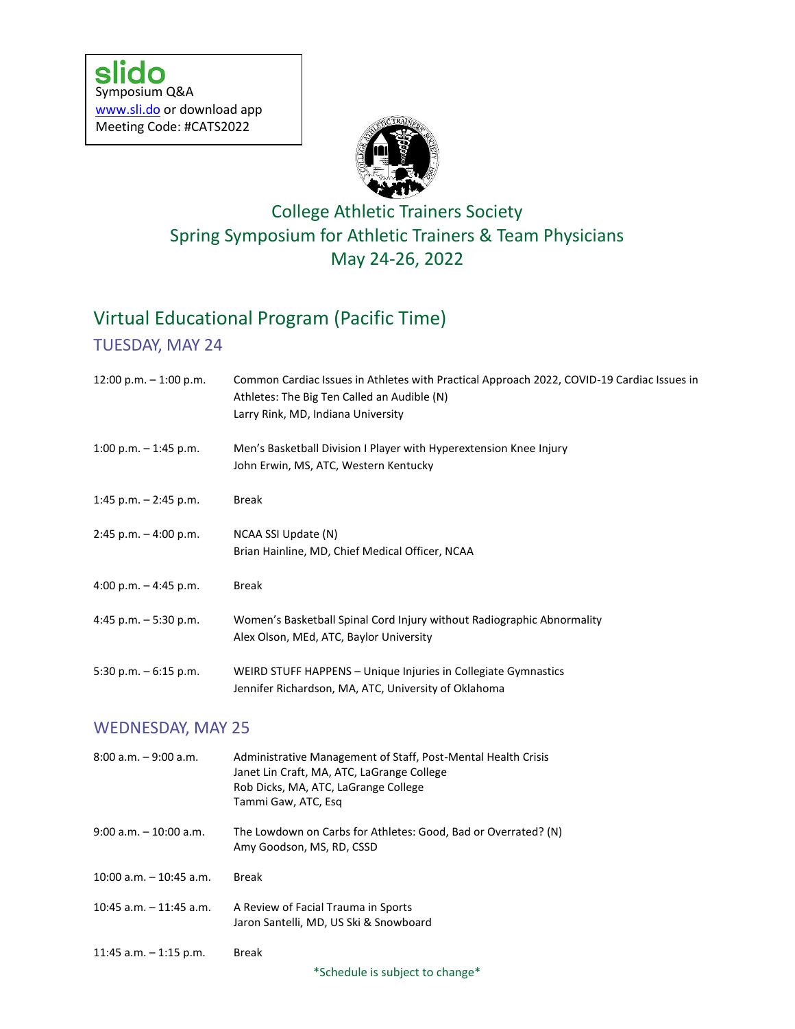**slido**
Symposium Q&A
www.sli.do or download app
Meeting Code: #CATS2022

# College Athletic Trainers Society
# Spring Symposium for Athletic Trainers & Team Physicians
# May 24-26, 2022

## Virtual Educational Program (Pacific Time)

### TUESDAY, MAY 24

| | |
|---|---|
| 12:00 p.m. – 1:00 p.m. | Common Cardiac Issues in Athletes with Practical Approach 2022, COVID-19 Cardiac Issues in Athletes: The Big Ten Called an Audible (N)<br>Larry Rink, MD, Indiana University |
| 1:00 p.m. – 1:45 p.m. | Men's Basketball Division I Player with Hyperextension Knee Injury<br>John Erwin, MS, ATC, Western Kentucky |
| 1:45 p.m. – 2:45 p.m. | Break |
| 2:45 p.m. – 4:00 p.m. | NCAA SSI Update (N)<br>Brian Hainline, MD, Chief Medical Officer, NCAA |
| 4:00 p.m. – 4:45 p.m. | Break |
| 4:45 p.m. – 5:30 p.m. | Women's Basketball Spinal Cord Injury without Radiographic Abnormality<br>Alex Olson, MEd, ATC, Baylor University |
| 5:30 p.m. – 6:15 p.m. | WEIRD STUFF HAPPENS – Unique Injuries in Collegiate Gymnastics<br>Jennifer Richardson, MA, ATC, University of Oklahoma |

### WEDNESDAY, MAY 25

| | |
|---|---|
| 8:00 a.m. – 9:00 a.m. | Administrative Management of Staff, Post-Mental Health Crisis<br>Janet Lin Craft, MA, ATC, LaGrange College<br>Rob Dicks, MA, ATC, LaGrange College<br>Tammi Gaw, ATC, Esq |
| 9:00 a.m. – 10:00 a.m. | The Lowdown on Carbs for Athletes: Good, Bad or Overrated? (N)<br>Amy Goodson, MS, RD, CSSD |
| 10:00 a.m. – 10:45 a.m. | Break |
| 10:45 a.m. – 11:45 a.m. | A Review of Facial Trauma in Sports<br>Jaron Santelli, MD, US Ski & Snowboard |
| 11:45 a.m. – 1:15 p.m. | Break |

*Schedule is subject to change*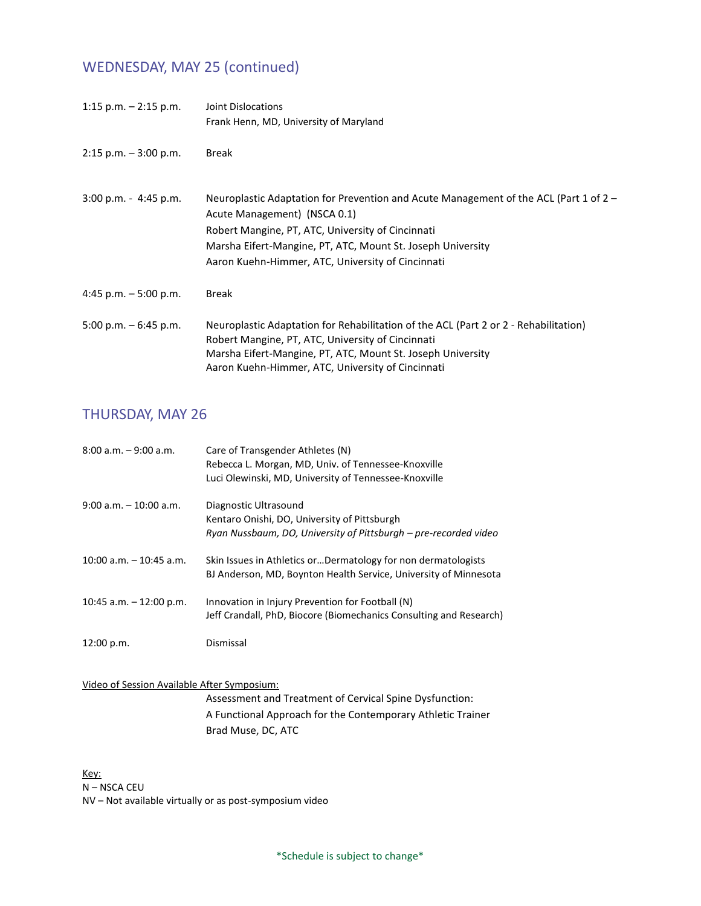## WEDNESDAY, MAY 25 (continued)

| | |
|---|---|
| 1:15 p.m. – 2:15 p.m. | Joint Dislocations<br>Frank Henn, MD, University of Maryland |
| 2:15 p.m. – 3:00 p.m. | Break |
| 3:00 p.m. - 4:45 p.m. | Neuroplastic Adaptation for Prevention and Acute Management of the ACL (Part 1 of 2 – Acute Management) (NSCA 0.1)<br>Robert Mangine, PT, ATC, University of Cincinnati<br>Marsha Eifert-Mangine, PT, ATC, Mount St. Joseph University<br>Aaron Kuehn-Himmer, ATC, University of Cincinnati |
| 4:45 p.m. – 5:00 p.m. | Break |
| 5:00 p.m. – 6:45 p.m. | Neuroplastic Adaptation for Rehabilitation of the ACL (Part 2 or 2 - Rehabilitation)<br>Robert Mangine, PT, ATC, University of Cincinnati<br>Marsha Eifert-Mangine, PT, ATC, Mount St. Joseph University<br>Aaron Kuehn-Himmer, ATC, University of Cincinnati |

## THURSDAY, MAY 26

| | |
|---|---|
| 8:00 a.m. – 9:00 a.m. | Care of Transgender Athletes (N)<br>Rebecca L. Morgan, MD, Univ. of Tennessee-Knoxville<br>Luci Olewinski, MD, University of Tennessee-Knoxville |
| 9:00 a.m. – 10:00 a.m. | Diagnostic Ultrasound<br>Kentaro Onishi, DO, University of Pittsburgh<br>*Ryan Nussbaum, DO, University of Pittsburgh – pre-recorded video* |
| 10:00 a.m. – 10:45 a.m. | Skin Issues in Athletics or…Dermatology for non dermatologists<br>BJ Anderson, MD, Boynton Health Service, University of Minnesota |
| 10:45 a.m. – 12:00 p.m. | Innovation in Injury Prevention for Football (N)<br>Jeff Crandall, PhD, Biocore (Biomechanics Consulting and Research) |
| 12:00 p.m. | Dismissal |

Video of Session Available After Symposium:

Assessment and Treatment of Cervical Spine Dysfunction:
A Functional Approach for the Contemporary Athletic Trainer
Brad Muse, DC, ATC

Key:
N – NSCA CEU
NV – Not available virtually or as post-symposium video

*Schedule is subject to change*